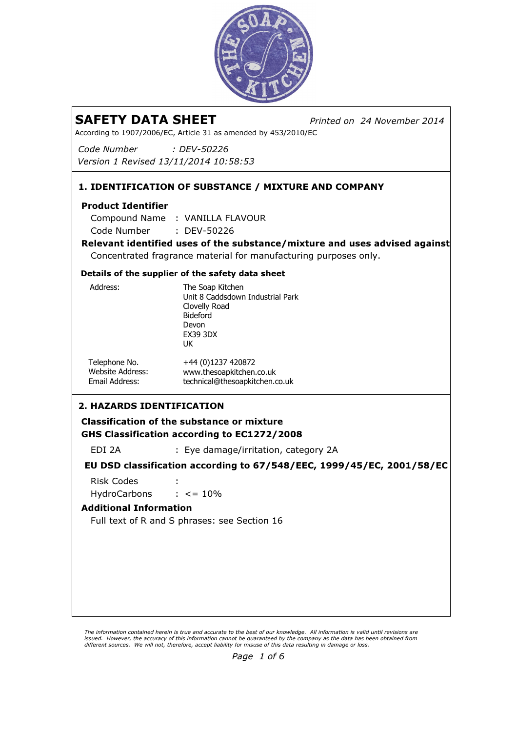# SAFETY DATA SHEET

*Printed on 24 November 2014*

According to 1907/2006/EC, Article 31 as amended by 453/2010/EC

*Code Number : DEV-50226*
*Version 1 Revised 13/11/2014 10:58:53*

## 1. IDENTIFICATION OF SUBSTANCE / MIXTURE AND COMPANY

### Product Identifier

Compound Name : VANILLA FLAVOUR
Code Number : DEV-50226

### Relevant identified uses of the substance/mixture and uses advised against

Concentrated fragrance material for manufacturing purposes only.

### Details of the supplier of the safety data sheet

Address:
The Soap Kitchen
Unit 8 Caddsdown Industrial Park
Clovelly Road
Bideford
Devon
EX39 3DX
UK

Telephone No.: +44 (0)1237 420872
Website Address: www.thesoapkitchen.co.uk
Email Address: technical@thesoapkitchen.co.uk

## 2. HAZARDS IDENTIFICATION

### Classification of the substance or mixture

### GHS Classification according to EC1272/2008

EDI 2A : Eye damage/irritation, category 2A

### EU DSD classification according to 67/548/EEC, 1999/45/EC, 2001/58/EC

Risk Codes :
HydroCarbons : <= 10%

### Additional Information

Full text of R and S phrases: see Section 16

*The information contained herein is true and accurate to the best of our knowledge. All information is valid until revisions are issued. However, the accuracy of this information cannot be guaranteed by the company as the data has been obtained from different sources. We will not, therefore, accept liability for misuse of this data resulting in damage or loss.*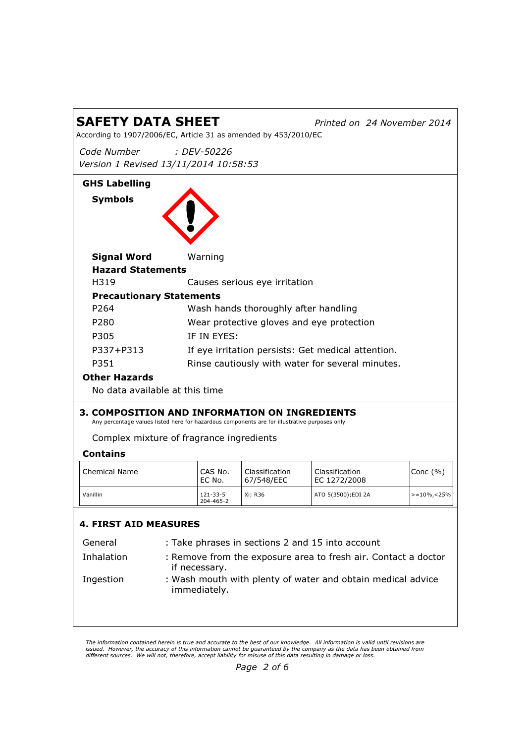# SAFETY DATA SHEET

*Printed on 24 November 2014*

According to 1907/2006/EC, Article 31 as amended by 453/2010/EC

*Code Number : DEV-50226*
*Version 1 Revised 13/11/2014 10:58:53*

**GHS Labelling**

**Symbols**

**Signal Word** Warning

**Hazard Statements**

| | |
|---|---|
| H319 | Causes serious eye irritation |

**Precautionary Statements**

| | |
|---|---|
| P264 | Wash hands thoroughly after handling |
| P280 | Wear protective gloves and eye protection |
| P305 | IF IN EYES: |
| P337+P313 | If eye irritation persists: Get medical attention. |
| P351 | Rinse cautiously with water for several minutes. |

**Other Hazards**

No data available at this time

## 3. COMPOSITION AND INFORMATION ON INGREDIENTS

Any percentage values listed here for hazardous components are for illustrative purposes only

Complex mixture of fragrance ingredients

**Contains**

| Chemical Name | CAS No. EC No. | Classification 67/548/EEC | Classification EC 1272/2008 | Conc (%) |
|---|---|---|---|---|
| Vanillin | 121-33-5 204-465-2 | Xi; R36 | ATO 5(3500);EDI 2A | >=10%,<25% |

## 4. FIRST AID MEASURES

| | |
|---|---|
| General | : Take phrases in sections 2 and 15 into account |
| Inhalation | : Remove from the exposure area to fresh air. Contact a doctor if necessary. |
| Ingestion | : Wash mouth with plenty of water and obtain medical advice immediately. |

*The information contained herein is true and accurate to the best of our knowledge. All information is valid until revisions are issued. However, the accuracy of this information cannot be guaranteed by the company as the data has been obtained from different sources. We will not, therefore, accept liability for misuse of this data resulting in damage or loss.*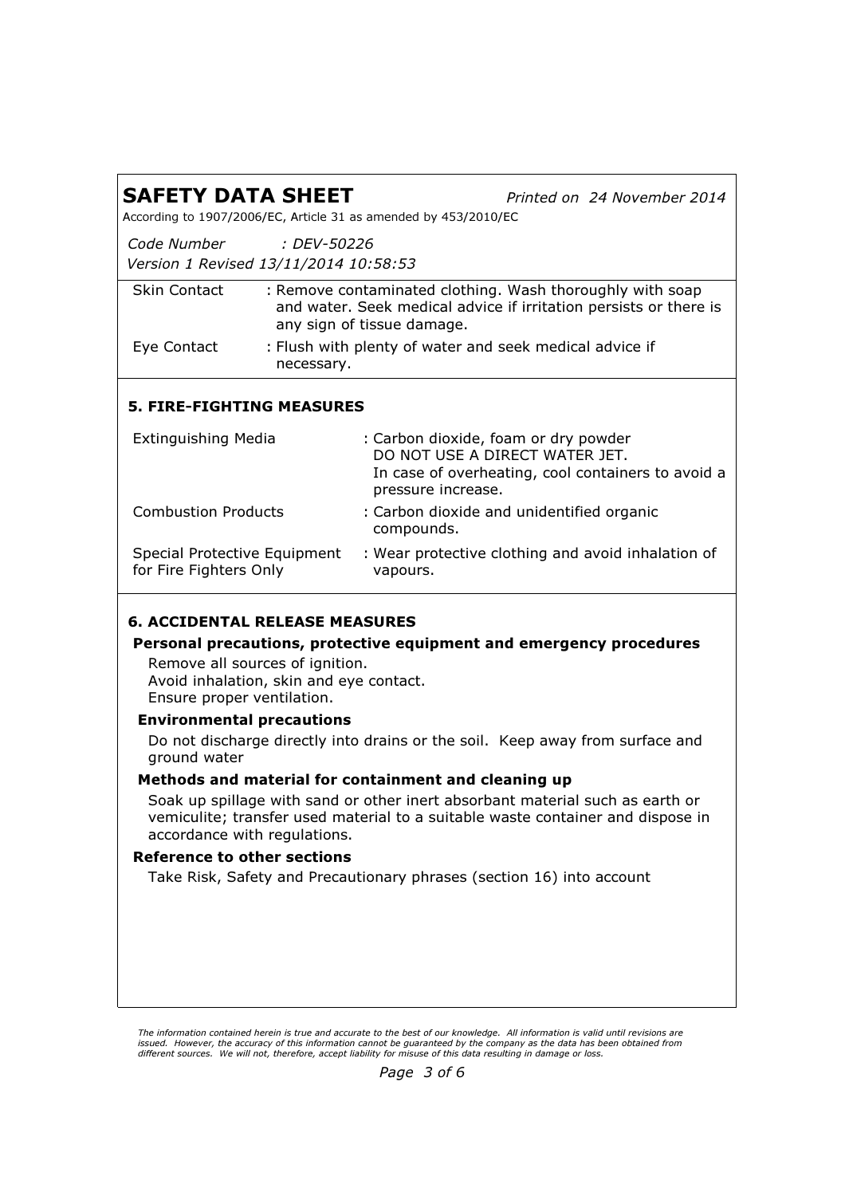| | |
|---|---|
| Skin Contact | : Remove contaminated clothing. Wash thoroughly with soap and water. Seek medical advice if irritation persists or there is any sign of tissue damage. |
| Eye Contact | : Flush with plenty of water and seek medical advice if necessary. |

## 5. FIRE-FIGHTING MEASURES

| | |
|---|---|
| Extinguishing Media | : Carbon dioxide, foam or dry powder<br>DO NOT USE A DIRECT WATER JET.<br>In case of overheating, cool containers to avoid a pressure increase. |
| Combustion Products | : Carbon dioxide and unidentified organic compounds. |
| Special Protective Equipment for Fire Fighters Only | : Wear protective clothing and avoid inhalation of vapours. |

## 6. ACCIDENTAL RELEASE MEASURES

**Personal precautions, protective equipment and emergency procedures**

Remove all sources of ignition.
Avoid inhalation, skin and eye contact.
Ensure proper ventilation.

**Environmental precautions**

Do not discharge directly into drains or the soil. Keep away from surface and ground water

**Methods and material for containment and cleaning up**

Soak up spillage with sand or other inert absorbant material such as earth or vemiculite; transfer used material to a suitable waste container and dispose in accordance with regulations.

**Reference to other sections**

Take Risk, Safety and Precautionary phrases (section 16) into account

*The information contained herein is true and accurate to the best of our knowledge. All information is valid until revisions are issued. However, the accuracy of this information cannot be guaranteed by the company as the data has been obtained from different sources. We will not, therefore, accept liability for misuse of this data resulting in damage or loss.*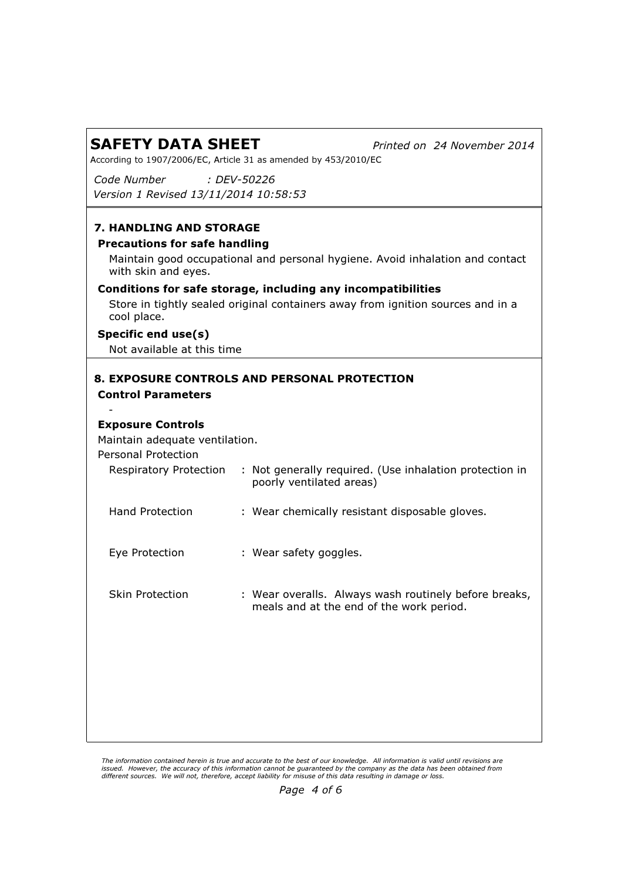## 7. HANDLING AND STORAGE

### Precautions for safe handling

Maintain good occupational and personal hygiene. Avoid inhalation and contact with skin and eyes.

### Conditions for safe storage, including any incompatibilities

Store in tightly sealed original containers away from ignition sources and in a cool place.

### Specific end use(s)

Not available at this time

## 8. EXPOSURE CONTROLS AND PERSONAL PROTECTION

### Control Parameters

-

### Exposure Controls

Maintain adequate ventilation.

Personal Protection

| | |
|---|---|
| Respiratory Protection | : Not generally required. (Use inhalation protection in poorly ventilated areas) |
| Hand Protection | : Wear chemically resistant disposable gloves. |
| Eye Protection | : Wear safety goggles. |
| Skin Protection | : Wear overalls. Always wash routinely before breaks, meals and at the end of the work period. |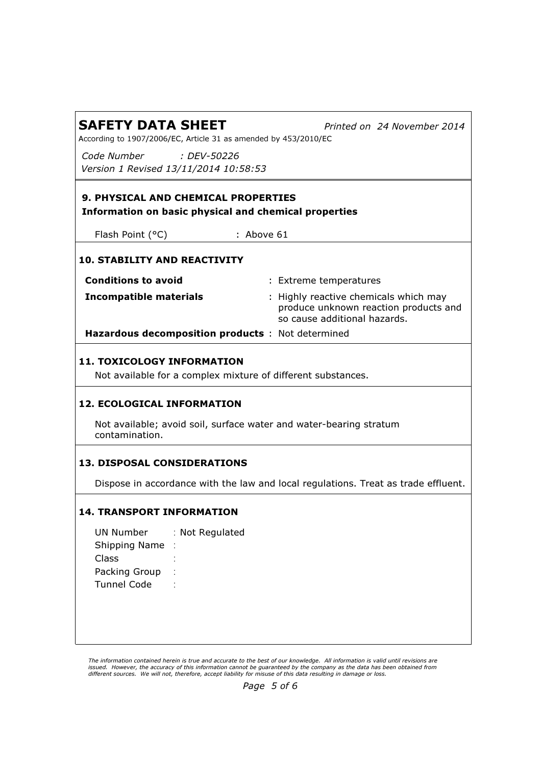# SAFETY DATA SHEET

*Printed on 24 November 2014*

According to 1907/2006/EC, Article 31 as amended by 453/2010/EC

*Code Number : DEV-50226*
*Version 1 Revised 13/11/2014 10:58:53*

## 9. PHYSICAL AND CHEMICAL PROPERTIES

**Information on basic physical and chemical properties**

Flash Point (°C) : Above 61

## 10. STABILITY AND REACTIVITY

**Conditions to avoid** : Extreme temperatures

**Incompatible materials** : Highly reactive chemicals which may produce unknown reaction products and so cause additional hazards.

**Hazardous decomposition products** : Not determined

## 11. TOXICOLOGY INFORMATION

Not available for a complex mixture of different substances.

## 12. ECOLOGICAL INFORMATION

Not available; avoid soil, surface water and water-bearing stratum contamination.

## 13. DISPOSAL CONSIDERATIONS

Dispose in accordance with the law and local regulations. Treat as trade effluent.

## 14. TRANSPORT INFORMATION

UN Number : Not Regulated
Shipping Name :
Class :
Packing Group :
Tunnel Code :

*The information contained herein is true and accurate to the best of our knowledge. All information is valid until revisions are issued. However, the accuracy of this information cannot be guaranteed by the company as the data has been obtained from different sources. We will not, therefore, accept liability for misuse of this data resulting in damage or loss.*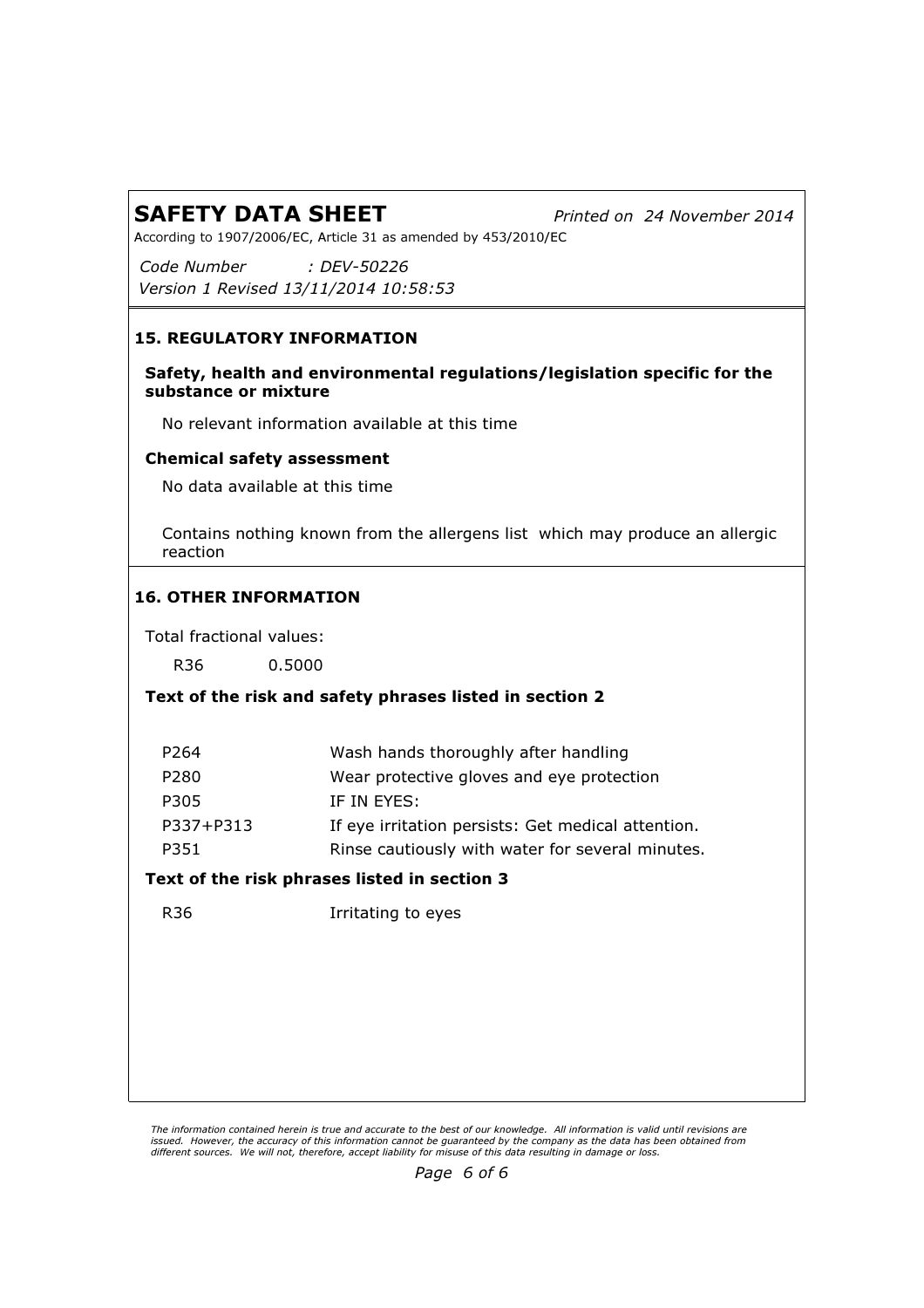# SAFETY DATA SHEET

*Printed on 24 November 2014*

According to 1907/2006/EC, Article 31 as amended by 453/2010/EC

*Code Number : DEV-50226*

*Version 1 Revised 13/11/2014 10:58:53*

## 15. REGULATORY INFORMATION

### Safety, health and environmental regulations/legislation specific for the substance or mixture

No relevant information available at this time

### Chemical safety assessment

No data available at this time

Contains nothing known from the allergens list which may produce an allergic reaction

## 16. OTHER INFORMATION

Total fractional values:

| | |
|---|---|
| R36 | 0.5000 |

### Text of the risk and safety phrases listed in section 2

| | |
|---|---|
| P264 | Wash hands thoroughly after handling |
| P280 | Wear protective gloves and eye protection |
| P305 | IF IN EYES: |
| P337+P313 | If eye irritation persists: Get medical attention. |
| P351 | Rinse cautiously with water for several minutes. |

### Text of the risk phrases listed in section 3

| | |
|---|---|
| R36 | Irritating to eyes |

*The information contained herein is true and accurate to the best of our knowledge. All information is valid until revisions are issued. However, the accuracy of this information cannot be guaranteed by the company as the data has been obtained from different sources. We will not, therefore, accept liability for misuse of this data resulting in damage or loss.*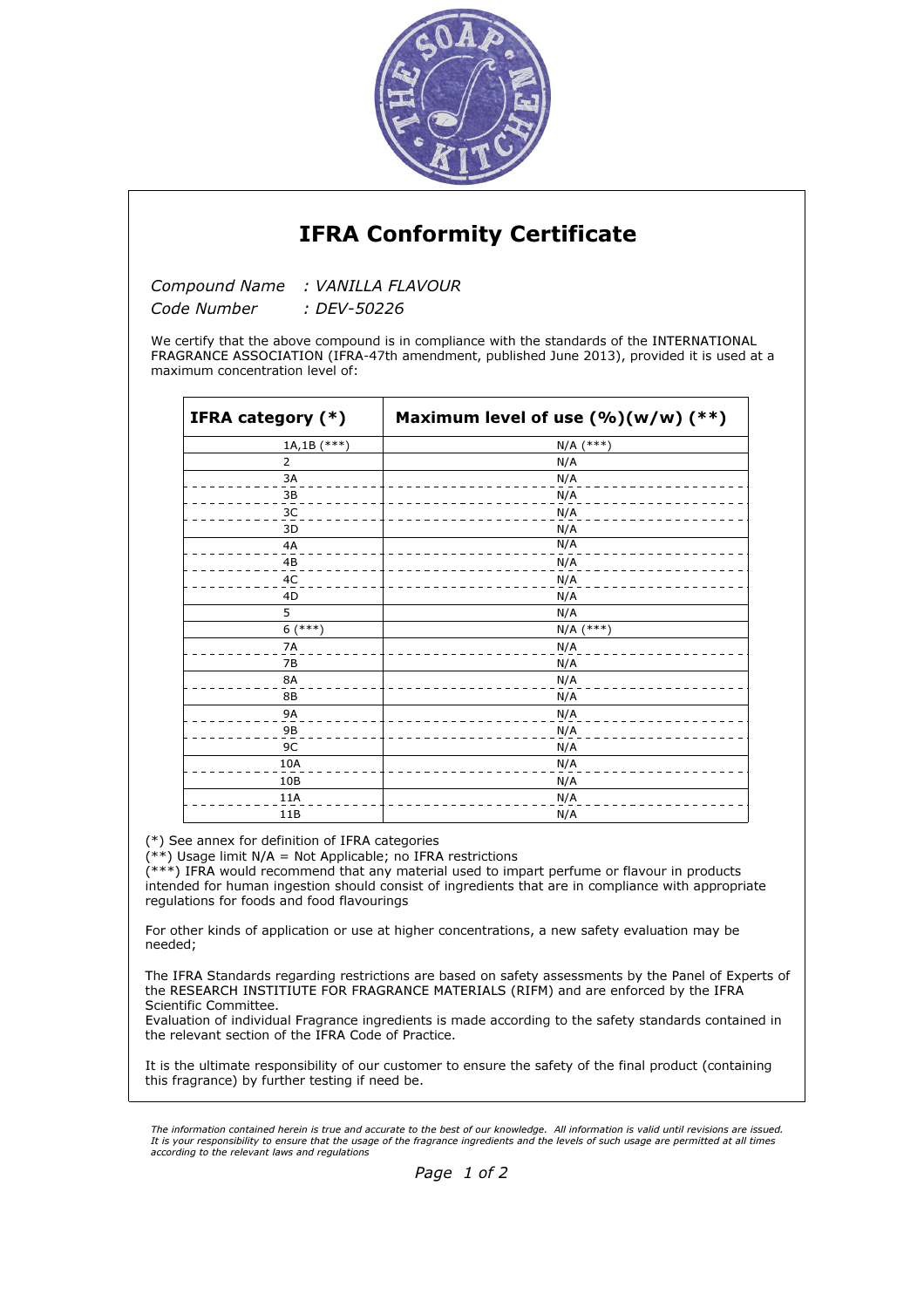# IFRA Conformity Certificate

*Compound Name : VANILLA FLAVOUR*
*Code Number : DEV-50226*

We certify that the above compound is in compliance with the standards of the INTERNATIONAL FRAGRANCE ASSOCIATION (IFRA-47th amendment, published June 2013), provided it is used at a maximum concentration level of:

| IFRA category (*) | Maximum level of use (%)(w/w) (**) |
| --- | --- |
| 1A,1B (***) | N/A (***) |
| 2 | N/A |
| 3A | N/A |
| 3B | N/A |
| 3C | N/A |
| 3D | N/A |
| 4A | N/A |
| 4B | N/A |
| 4C | N/A |
| 4D | N/A |
| 5 | N/A |
| 6 (***) | N/A (***) |
| 7A | N/A |
| 7B | N/A |
| 8A | N/A |
| 8B | N/A |
| 9A | N/A |
| 9B | N/A |
| 9C | N/A |
| 10A | N/A |
| 10B | N/A |
| 11A | N/A |
| 11B | N/A |

(*) See annex for definition of IFRA categories
(**) Usage limit N/A = Not Applicable; no IFRA restrictions
(***) IFRA would recommend that any material used to impart perfume or flavour in products intended for human ingestion should consist of ingredients that are in compliance with appropriate regulations for foods and food flavourings

For other kinds of application or use at higher concentrations, a new safety evaluation may be needed;

The IFRA Standards regarding restrictions are based on safety assessments by the Panel of Experts of the RESEARCH INSTITIUTE FOR FRAGRANCE MATERIALS (RIFM) and are enforced by the IFRA Scientific Committee.
Evaluation of individual Fragrance ingredients is made according to the safety standards contained in the relevant section of the IFRA Code of Practice.

It is the ultimate responsibility of our customer to ensure the safety of the final product (containing this fragrance) by further testing if need be.

*The information contained herein is true and accurate to the best of our knowledge. All information is valid until revisions are issued. It is your responsibility to ensure that the usage of the fragrance ingredients and the levels of such usage are permitted at all times according to the relevant laws and regulations*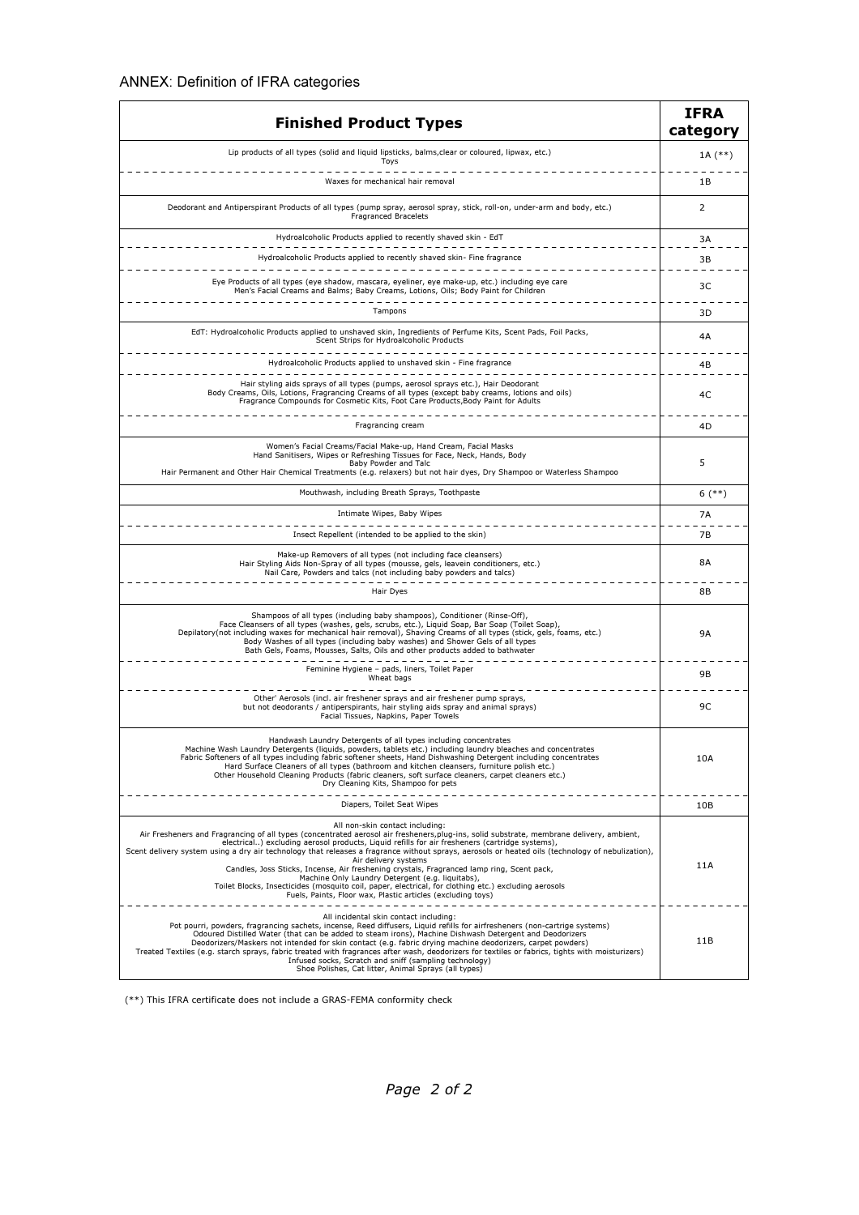ANNEX: Definition of IFRA categories

| Finished Product Types | IFRA category |
|---|---|
| Lip products of all types (solid and liquid lipsticks, balms,clear or coloured, lipwax, etc.)<br>Toys | 1A (**) |
| Waxes for mechanical hair removal | 1B |
| Deodorant and Antiperspirant Products of all types (pump spray, aerosol spray, stick, roll-on, under-arm and body, etc.)<br>Fragranced Bracelets | 2 |
| Hydroalcoholic Products applied to recently shaved skin - EdT | 3A |
| Hydroalcoholic Products applied to recently shaved skin- Fine fragrance | 3B |
| Eye Products of all types (eye shadow, mascara, eyeliner, eye make-up, etc.) including eye care<br>Men's Facial Creams and Balms; Baby Creams, Lotions, Oils; Body Paint for Children | 3C |
| Tampons | 3D |
| EdT: Hydroalcoholic Products applied to unshaved skin, Ingredients of Perfume Kits, Scent Pads, Foil Packs,<br>Scent Strips for Hydroalcoholic Products | 4A |
| Hydroalcoholic Products applied to unshaved skin - Fine fragrance | 4B |
| Hair styling aids sprays of all types (pumps, aerosol sprays etc.), Hair Deodorant<br>Body Creams, Oils, Lotions, Fragrancing Creams of all types (except baby creams, lotions and oils)<br>Fragrance Compounds for Cosmetic Kits, Foot Care Products,Body Paint for Adults | 4C |
| Fragrancing cream | 4D |
| Women's Facial Creams/Facial Make-up, Hand Cream, Facial Masks<br>Hand Sanitisers, Wipes or Refreshing Tissues for Face, Neck, Hands, Body<br>Baby Powder and Talc<br>Hair Permanent and Other Hair Chemical Treatments (e.g. relaxers) but not hair dyes, Dry Shampoo or Waterless Shampoo | 5 |
| Mouthwash, including Breath Sprays, Toothpaste | 6 (**) |
| Intimate Wipes, Baby Wipes | 7A |
| Insect Repellent (intended to be applied to the skin) | 7B |
| Make-up Removers of all types (not including face cleansers)<br>Hair Styling Aids Non-Spray of all types (mousse, gels, leavein conditioners, etc.)<br>Nail Care, Powders and talcs (not including baby powders and talcs) | 8A |
| Hair Dyes | 8B |
| Shampoos of all types (including baby shampoos), Conditioner (Rinse-Off),<br>Face Cleansers of all types (washes, gels, scrubs, etc.), Liquid Soap, Bar Soap (Toilet Soap),<br>Depilatory(not including waxes for mechanical hair removal), Shaving Creams of all types (stick, gels, foams, etc.)<br>Body Washes of all types (including baby washes) and Shower Gels of all types<br>Bath Gels, Foams, Mousses, Salts, Oils and other products added to bathwater | 9A |
| Feminine Hygiene – pads, liners, Toilet Paper<br>Wheat bags | 9B |
| Other' Aerosols (incl. air freshener sprays and air freshener pump sprays,<br>but not deodorants / antiperspirants, hair styling aids spray and animal sprays)<br>Facial Tissues, Napkins, Paper Towels | 9C |
| Handwash Laundry Detergents of all types including concentrates<br>Machine Wash Laundry Detergents (liquids, powders, tablets etc.) including laundry bleaches and concentrates<br>Fabric Softeners of all types including fabric softener sheets, Hand Dishwashing Detergent including concentrates<br>Hard Surface Cleaners of all types (bathroom and kitchen cleansers, furniture polish etc.)<br>Other Household Cleaning Products (fabric cleaners, soft surface cleaners, carpet cleaners etc.)<br>Dry Cleaning Kits, Shampoo for pets | 10A |
| Diapers, Toilet Seat Wipes | 10B |
| All non-skin contact including:<br>Air Fresheners and Fragrancing of all types (concentrated aerosol air fresheners,plug-ins, solid substrate, membrane delivery, ambient, electrical..) excluding aerosol products, Liquid refills for air fresheners (cartridge systems),<br>Scent delivery system using a dry air technology that releases a fragrance without sprays, aerosols or heated oils (technology of nebulization), Air delivery systems<br>Candles, Joss Sticks, Incense, Air freshening crystals, Fragranced lamp ring, Scent pack,<br>Machine Only Laundry Detergent (e.g. liquitabs),<br>Toilet Blocks, Insecticides (mosquito coil, paper, electrical, for clothing etc.) excluding aerosols<br>Fuels, Paints, Floor wax, Plastic articles (excluding toys) | 11A |
| All incidental skin contact including:<br>Pot pourri, powders, fragrancing sachets, incense, Reed diffusers, Liquid refills for airfresheners (non-cartrige systems)<br>Odoured Distilled Water (that can be added to steam irons), Machine Dishwash Detergent and Deodorizers<br>Deodorizers/Maskers not intended for skin contact (e.g. fabric drying machine deodorizers, carpet powders)<br>Treated Textiles (e.g. starch sprays, fabric treated with fragrances after wash, deodorizers for textiles or fabrics, tights with moisturizers)<br>Infused socks, Scratch and sniff (sampling technology)<br>Shoe Polishes, Cat litter, Animal Sprays (all types) | 11B |

(**) This IFRA certificate does not include a GRAS-FEMA conformity check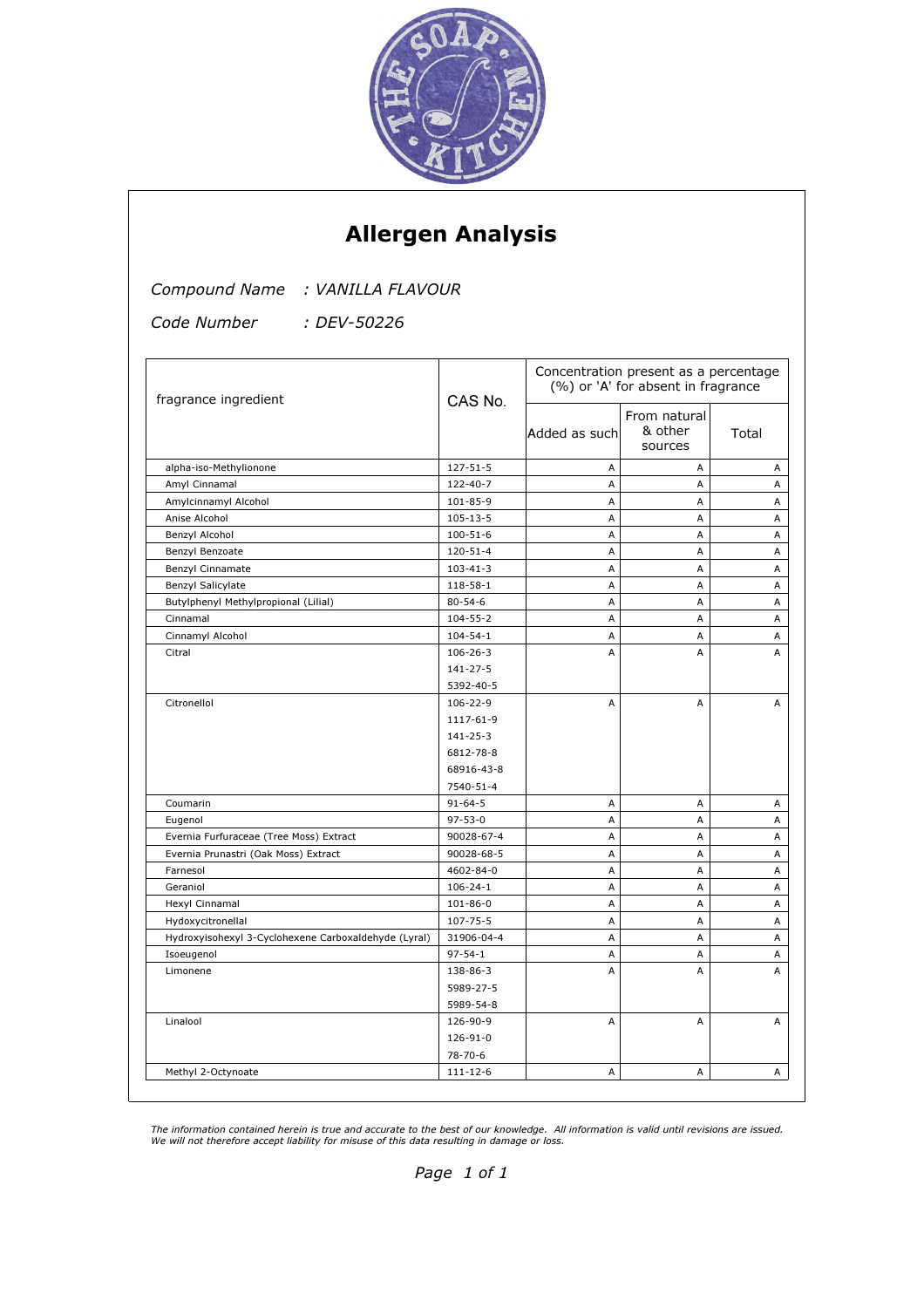# Allergen Analysis

*Compound Name : VANILLA FLAVOUR*

*Code Number : DEV-50226*

| fragrance ingredient | CAS No. | Concentration present as a percentage (%) or 'A' for absent in fragrance | | |
|---|---|---|---|---|
| | | Added as such | From natural & other sources | Total |
| alpha-iso-Methylionone | 127-51-5 | A | A | A |
| Amyl Cinnamal | 122-40-7 | A | A | A |
| Amylcinnamyl Alcohol | 101-85-9 | A | A | A |
| Anise Alcohol | 105-13-5 | A | A | A |
| Benzyl Alcohol | 100-51-6 | A | A | A |
| Benzyl Benzoate | 120-51-4 | A | A | A |
| Benzyl Cinnamate | 103-41-3 | A | A | A |
| Benzyl Salicylate | 118-58-1 | A | A | A |
| Butylphenyl Methylpropional (Lilial) | 80-54-6 | A | A | A |
| Cinnamal | 104-55-2 | A | A | A |
| Cinnamyl Alcohol | 104-54-1 | A | A | A |
| Citral | 106-26-3<br>141-27-5<br>5392-40-5 | A | A | A |
| Citronellol | 106-22-9<br>1117-61-9<br>141-25-3<br>6812-78-8<br>68916-43-8<br>7540-51-4 | A | A | A |
| Coumarin | 91-64-5 | A | A | A |
| Eugenol | 97-53-0 | A | A | A |
| Evernia Furfuraceae (Tree Moss) Extract | 90028-67-4 | A | A | A |
| Evernia Prunastri (Oak Moss) Extract | 90028-68-5 | A | A | A |
| Farnesol | 4602-84-0 | A | A | A |
| Geraniol | 106-24-1 | A | A | A |
| Hexyl Cinnamal | 101-86-0 | A | A | A |
| Hydoxycitronellal | 107-75-5 | A | A | A |
| Hydroxyisohexyl 3-Cyclohexene Carboxaldehyde (Lyral) | 31906-04-4 | A | A | A |
| Isoeugenol | 97-54-1 | A | A | A |
| Limonene | 138-86-3<br>5989-27-5<br>5989-54-8 | A | A | A |
| Linalool | 126-90-9<br>126-91-0<br>78-70-6 | A | A | A |
| Methyl 2-Octynoate | 111-12-6 | A | A | A |

*The information contained herein is true and accurate to the best of our knowledge. All information is valid until revisions are issued. We will not therefore accept liability for misuse of this data resulting in damage or loss.*